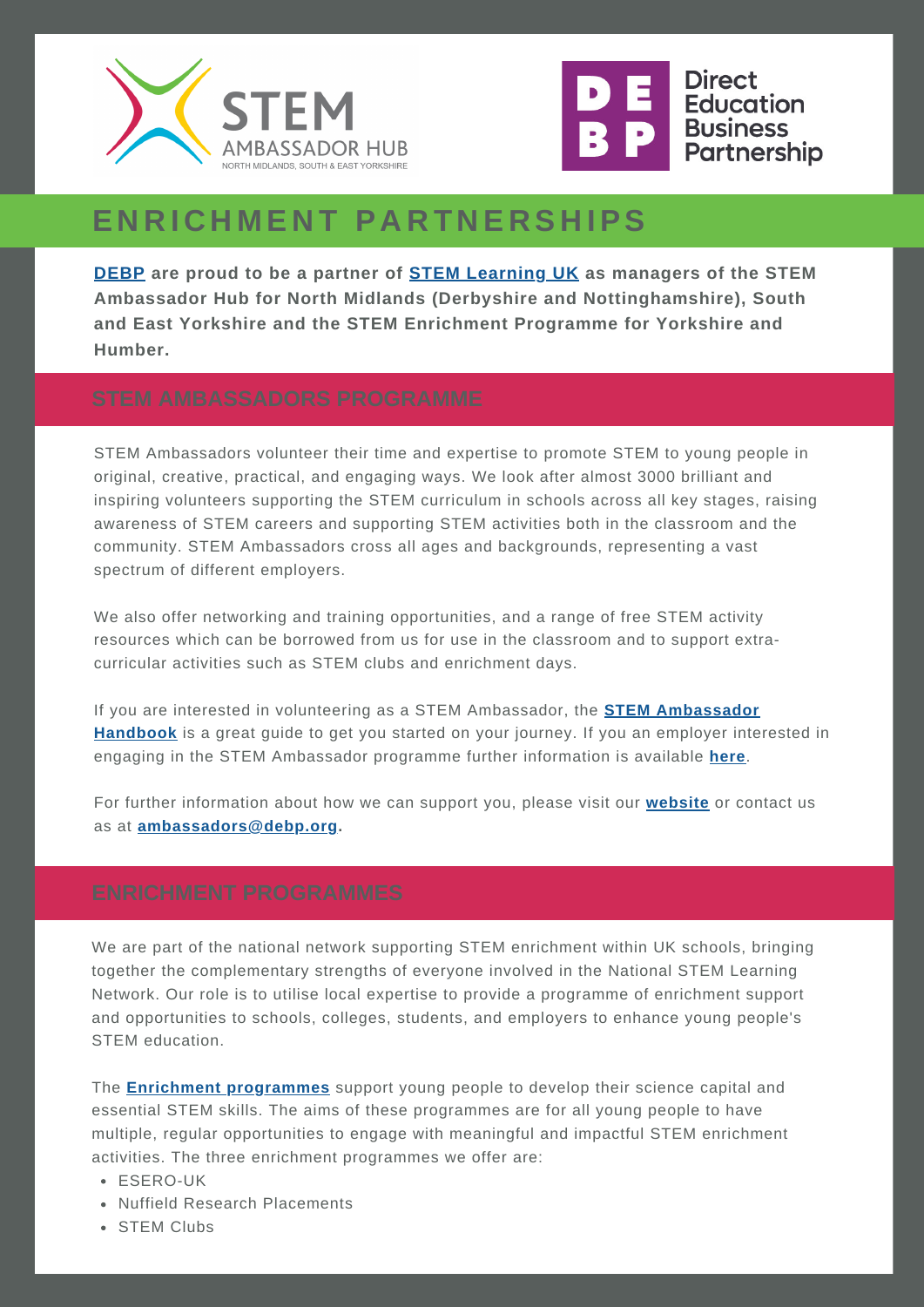# ENRICHMENT PARTNERSHIPS

**DEBP are proud to be a partner of STEM Learning UK as managers of the STEM Ambassador Hub for North Midlands (Derbyshire and Nottinghamshire), South and East Yorkshire and the STEM Enrichment Programme for Yorkshire and Humber.**

## STEM AMBASSADORS PROGRAMME

STEM Ambassadors volunteer their time and expertise to promote STEM to young people in original, creative, practical, and engaging ways. We look after almost 3000 brilliant and inspiring volunteers supporting the STEM curriculum in schools across all key stages, raising awareness of STEM careers and supporting STEM activities both in the classroom and the community. STEM Ambassadors cross all ages and backgrounds, representing a vast spectrum of different employers.

We also offer networking and training opportunities, and a range of free STEM activity resources which can be borrowed from us for use in the classroom and to support extra-curricular activities such as STEM clubs and enrichment days.

If you are interested in volunteering as a STEM Ambassador, the **STEM Ambassador Handbook** is a great guide to get you started on your journey. If you an employer interested in engaging in the STEM Ambassador programme further information is available **here**.

For further information about how we can support you, please visit our **website** or contact us as at **ambassadors@debp.org**.

## ENRICHMENT PROGRAMMES

We are part of the national network supporting STEM enrichment within UK schools, bringing together the complementary strengths of everyone involved in the National STEM Learning Network. Our role is to utilise local expertise to provide a programme of enrichment support and opportunities to schools, colleges, students, and employers to enhance young people's STEM education.

The **Enrichment programmes** support young people to develop their science capital and essential STEM skills. The aims of these programmes are for all young people to have multiple, regular opportunities to engage with meaningful and impactful STEM enrichment activities. The three enrichment programmes we offer are:

- ESERO-UK
- Nuffield Research Placements
- STEM Clubs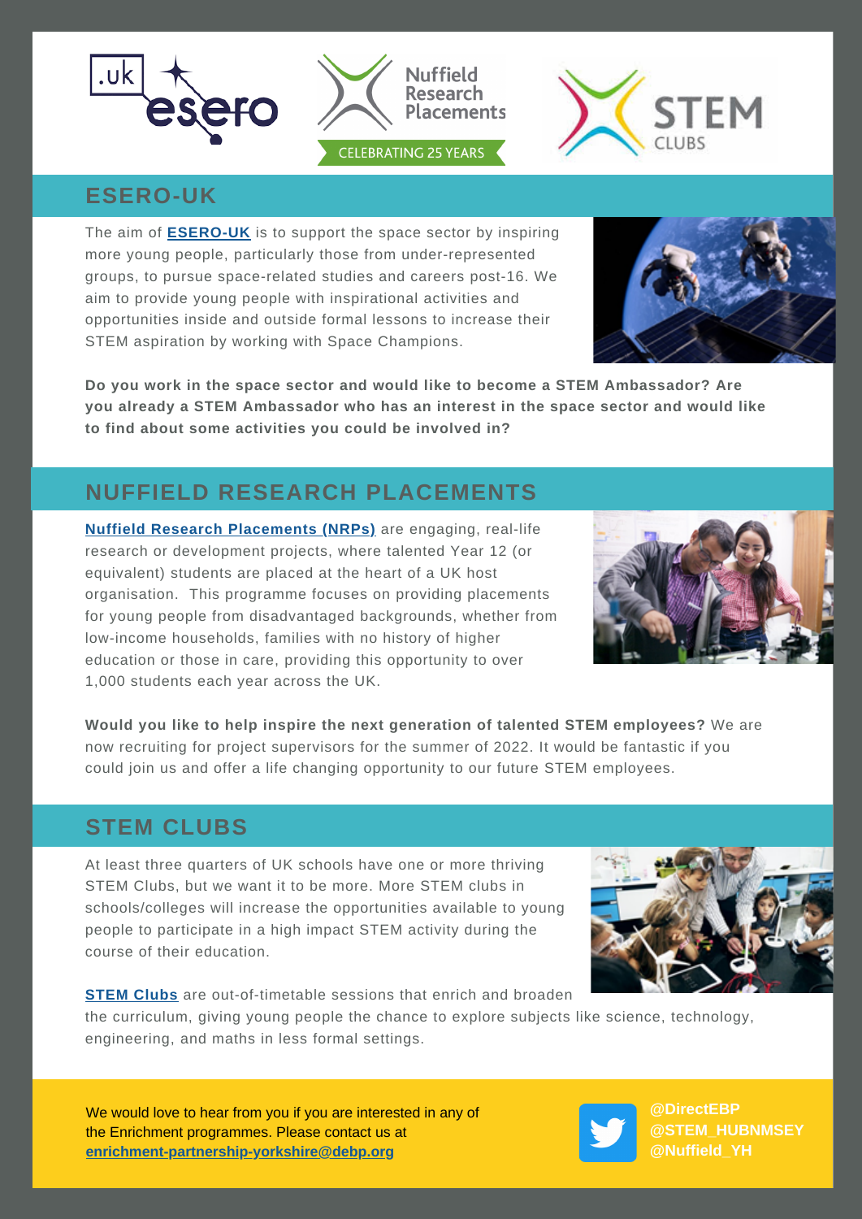## ESERO-UK

The aim of **ESERO-UK** is to support the space sector by inspiring more young people, particularly those from under-represented groups, to pursue space-related studies and careers post-16. We aim to provide young people with inspirational activities and opportunities inside and outside formal lessons to increase their STEM aspiration by working with Space Champions.

**Do you work in the space sector and would like to become a STEM Ambassador? Are you already a STEM Ambassador who has an interest in the space sector and would like to find about some activities you could be involved in?**

## NUFFIELD RESEARCH PLACEMENTS

**Nuffield Research Placements (NRPs)** are engaging, real-life research or development projects, where talented Year 12 (or equivalent) students are placed at the heart of a UK host organisation. This programme focuses on providing placements for young people from disadvantaged backgrounds, whether from low-income households, families with no history of higher education or those in care, providing this opportunity to over 1,000 students each year across the UK.

**Would you like to help inspire the next generation of talented STEM employees?** We are now recruiting for project supervisors for the summer of 2022. It would be fantastic if you could join us and offer a life changing opportunity to our future STEM employees.

## STEM CLUBS

At least three quarters of UK schools have one or more thriving STEM Clubs, but we want it to be more. More STEM clubs in schools/colleges will increase the opportunities available to young people to participate in a high impact STEM activity during the course of their education.

**STEM Clubs** are out-of-timetable sessions that enrich and broaden the curriculum, giving young people the chance to explore subjects like science, technology, engineering, and maths in less formal settings.

We would love to hear from you if you are interested in any of the Enrichment programmes. Please contact us at **enrichment-partnership-yorkshire@debp.org**

@DirectEBP
@STEM_HUBNMSEY
@Nuffield_YH